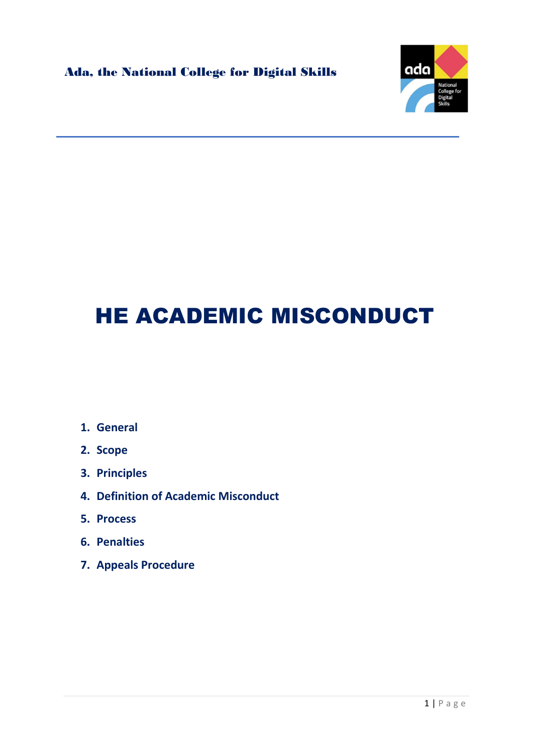Ada, the National College for Digital Skills

# HE ACADEMIC MISCONDUCT

1. **General**
2. **Scope**
3. **Principles**
4. **Definition of Academic Misconduct**
5. **Process**
6. **Penalties**
7. **Appeals Procedure**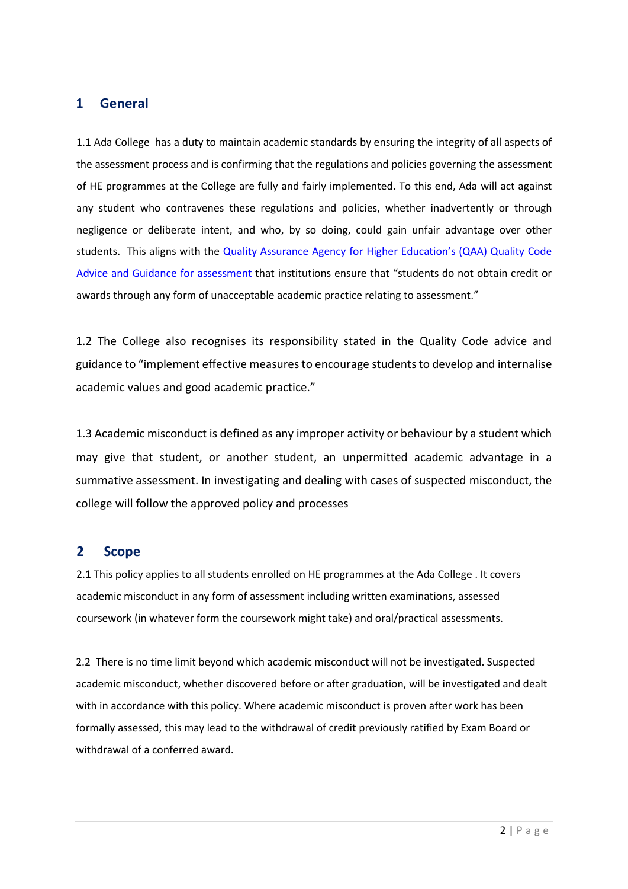## 1 General

1.1 Ada College has a duty to maintain academic standards by ensuring the integrity of all aspects of the assessment process and is confirming that the regulations and policies governing the assessment of HE programmes at the College are fully and fairly implemented. To this end, Ada will act against any student who contravenes these regulations and policies, whether inadvertently or through negligence or deliberate intent, and who, by so doing, could gain unfair advantage over other students. This aligns with the [Quality Assurance Agency for Higher Education's (QAA) Quality Code Advice and Guidance for assessment]() that institutions ensure that "students do not obtain credit or awards through any form of unacceptable academic practice relating to assessment."

1.2 The College also recognises its responsibility stated in the Quality Code advice and guidance to "implement effective measures to encourage students to develop and internalise academic values and good academic practice."

1.3 Academic misconduct is defined as any improper activity or behaviour by a student which may give that student, or another student, an unpermitted academic advantage in a summative assessment. In investigating and dealing with cases of suspected misconduct, the college will follow the approved policy and processes

## 2 Scope

2.1 This policy applies to all students enrolled on HE programmes at the Ada College . It covers academic misconduct in any form of assessment including written examinations, assessed coursework (in whatever form the coursework might take) and oral/practical assessments.

2.2 There is no time limit beyond which academic misconduct will not be investigated. Suspected academic misconduct, whether discovered before or after graduation, will be investigated and dealt with in accordance with this policy. Where academic misconduct is proven after work has been formally assessed, this may lead to the withdrawal of credit previously ratified by Exam Board or withdrawal of a conferred award.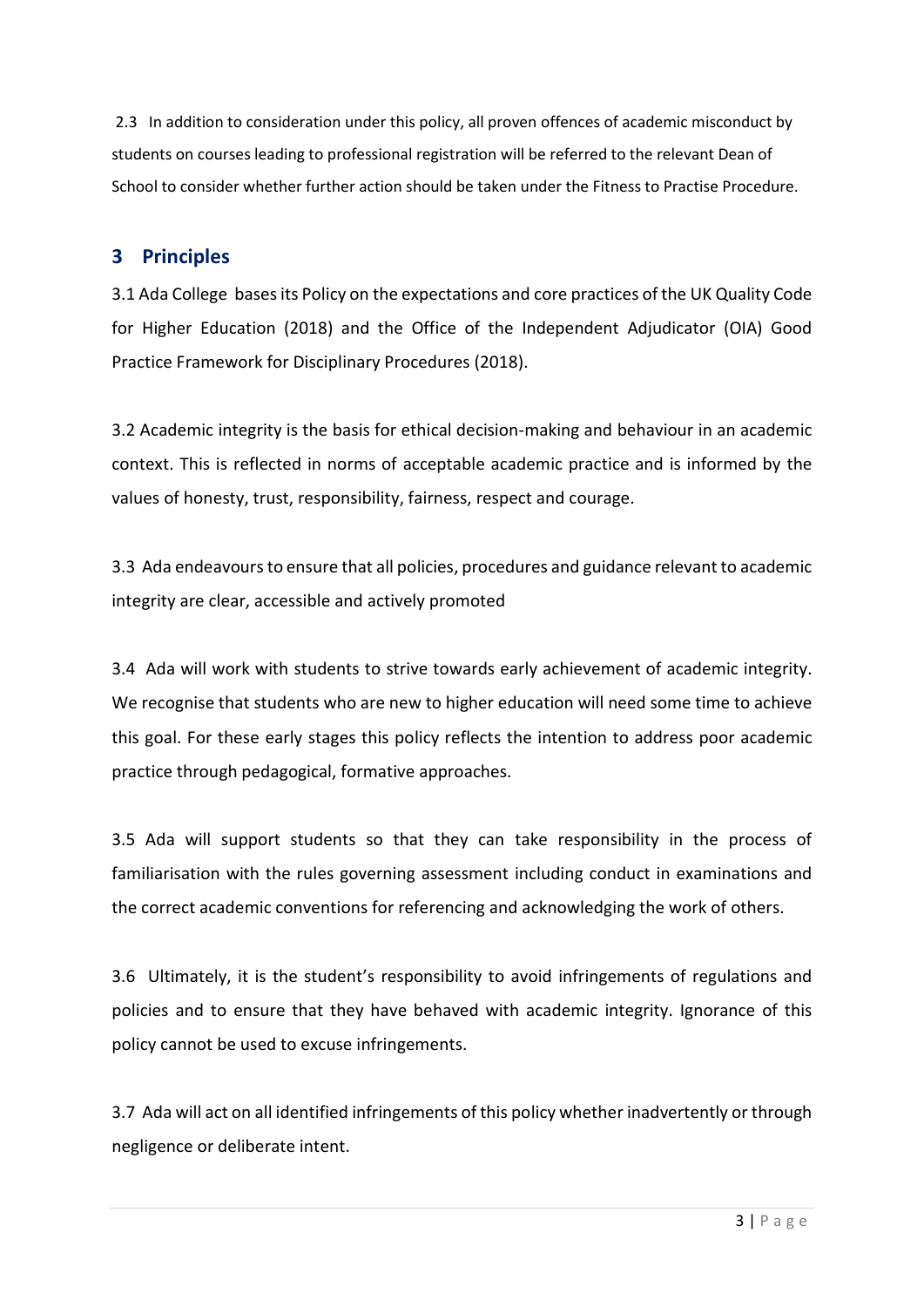2.3 In addition to consideration under this policy, all proven offences of academic misconduct by students on courses leading to professional registration will be referred to the relevant Dean of School to consider whether further action should be taken under the Fitness to Practise Procedure.

## 3 Principles

3.1 Ada College bases its Policy on the expectations and core practices of the UK Quality Code for Higher Education (2018) and the Office of the Independent Adjudicator (OIA) Good Practice Framework for Disciplinary Procedures (2018).

3.2 Academic integrity is the basis for ethical decision-making and behaviour in an academic context. This is reflected in norms of acceptable academic practice and is informed by the values of honesty, trust, responsibility, fairness, respect and courage.

3.3 Ada endeavours to ensure that all policies, procedures and guidance relevant to academic integrity are clear, accessible and actively promoted

3.4 Ada will work with students to strive towards early achievement of academic integrity. We recognise that students who are new to higher education will need some time to achieve this goal. For these early stages this policy reflects the intention to address poor academic practice through pedagogical, formative approaches.

3.5 Ada will support students so that they can take responsibility in the process of familiarisation with the rules governing assessment including conduct in examinations and the correct academic conventions for referencing and acknowledging the work of others.

3.6 Ultimately, it is the student's responsibility to avoid infringements of regulations and policies and to ensure that they have behaved with academic integrity. Ignorance of this policy cannot be used to excuse infringements.

3.7 Ada will act on all identified infringements of this policy whether inadvertently or through negligence or deliberate intent.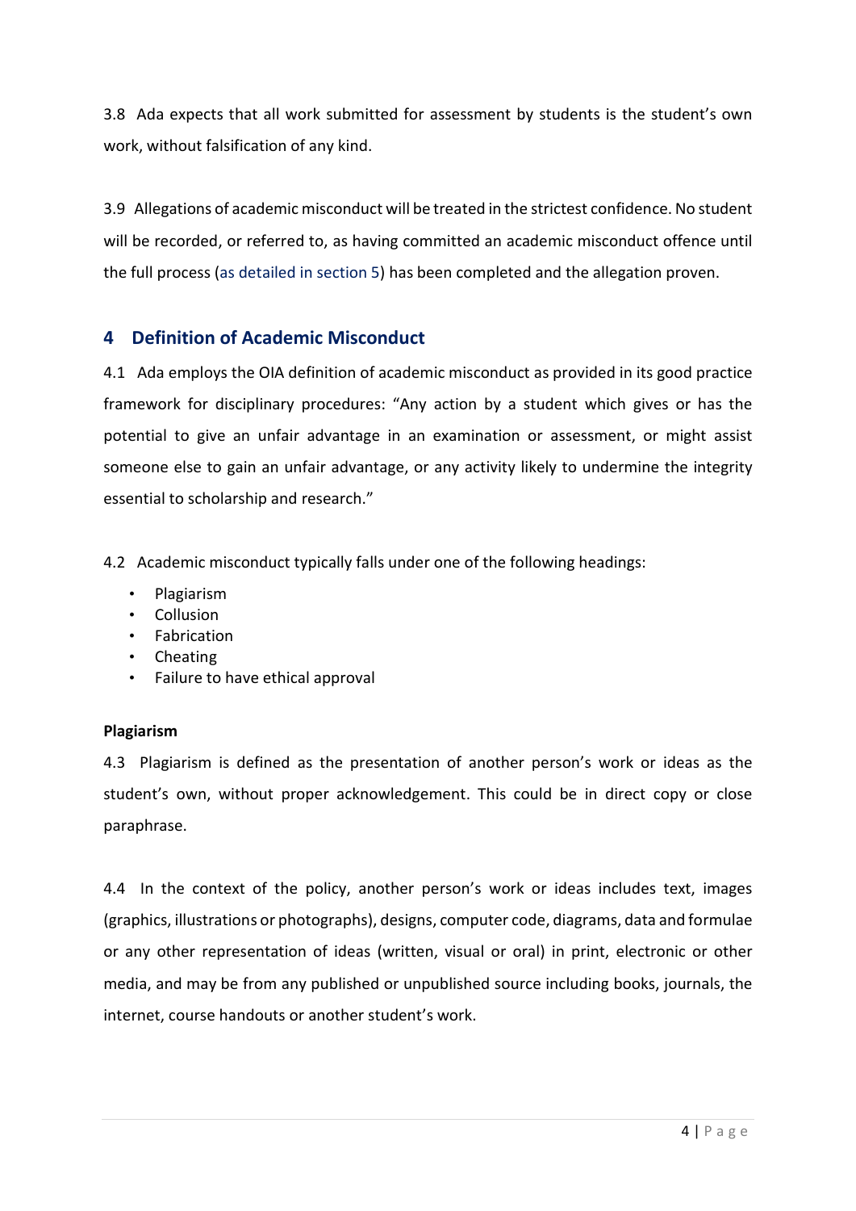3.8 Ada expects that all work submitted for assessment by students is the student's own work, without falsification of any kind.

3.9 Allegations of academic misconduct will be treated in the strictest confidence. No student will be recorded, or referred to, as having committed an academic misconduct offence until the full process (as detailed in section 5) has been completed and the allegation proven.

## 4 Definition of Academic Misconduct

4.1 Ada employs the OIA definition of academic misconduct as provided in its good practice framework for disciplinary procedures: "Any action by a student which gives or has the potential to give an unfair advantage in an examination or assessment, or might assist someone else to gain an unfair advantage, or any activity likely to undermine the integrity essential to scholarship and research."

4.2 Academic misconduct typically falls under one of the following headings:

- Plagiarism
- Collusion
- Fabrication
- Cheating
- Failure to have ethical approval

**Plagiarism**

4.3 Plagiarism is defined as the presentation of another person's work or ideas as the student's own, without proper acknowledgement. This could be in direct copy or close paraphrase.

4.4 In the context of the policy, another person's work or ideas includes text, images (graphics, illustrations or photographs), designs, computer code, diagrams, data and formulae or any other representation of ideas (written, visual or oral) in print, electronic or other media, and may be from any published or unpublished source including books, journals, the internet, course handouts or another student's work.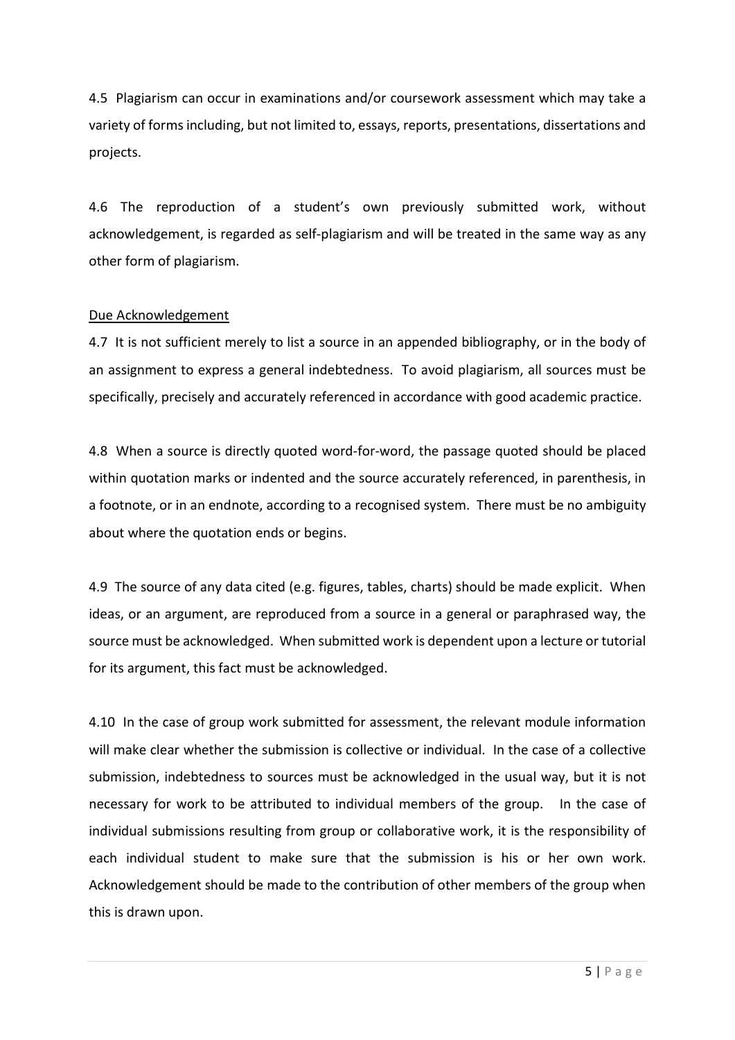4.5 Plagiarism can occur in examinations and/or coursework assessment which may take a variety of forms including, but not limited to, essays, reports, presentations, dissertations and projects.

4.6 The reproduction of a student's own previously submitted work, without acknowledgement, is regarded as self-plagiarism and will be treated in the same way as any other form of plagiarism.

<u>Due Acknowledgement</u>

4.7 It is not sufficient merely to list a source in an appended bibliography, or in the body of an assignment to express a general indebtedness. To avoid plagiarism, all sources must be specifically, precisely and accurately referenced in accordance with good academic practice.

4.8 When a source is directly quoted word-for-word, the passage quoted should be placed within quotation marks or indented and the source accurately referenced, in parenthesis, in a footnote, or in an endnote, according to a recognised system. There must be no ambiguity about where the quotation ends or begins.

4.9 The source of any data cited (e.g. figures, tables, charts) should be made explicit. When ideas, or an argument, are reproduced from a source in a general or paraphrased way, the source must be acknowledged. When submitted work is dependent upon a lecture or tutorial for its argument, this fact must be acknowledged.

4.10 In the case of group work submitted for assessment, the relevant module information will make clear whether the submission is collective or individual. In the case of a collective submission, indebtedness to sources must be acknowledged in the usual way, but it is not necessary for work to be attributed to individual members of the group. In the case of individual submissions resulting from group or collaborative work, it is the responsibility of each individual student to make sure that the submission is his or her own work. Acknowledgement should be made to the contribution of other members of the group when this is drawn upon.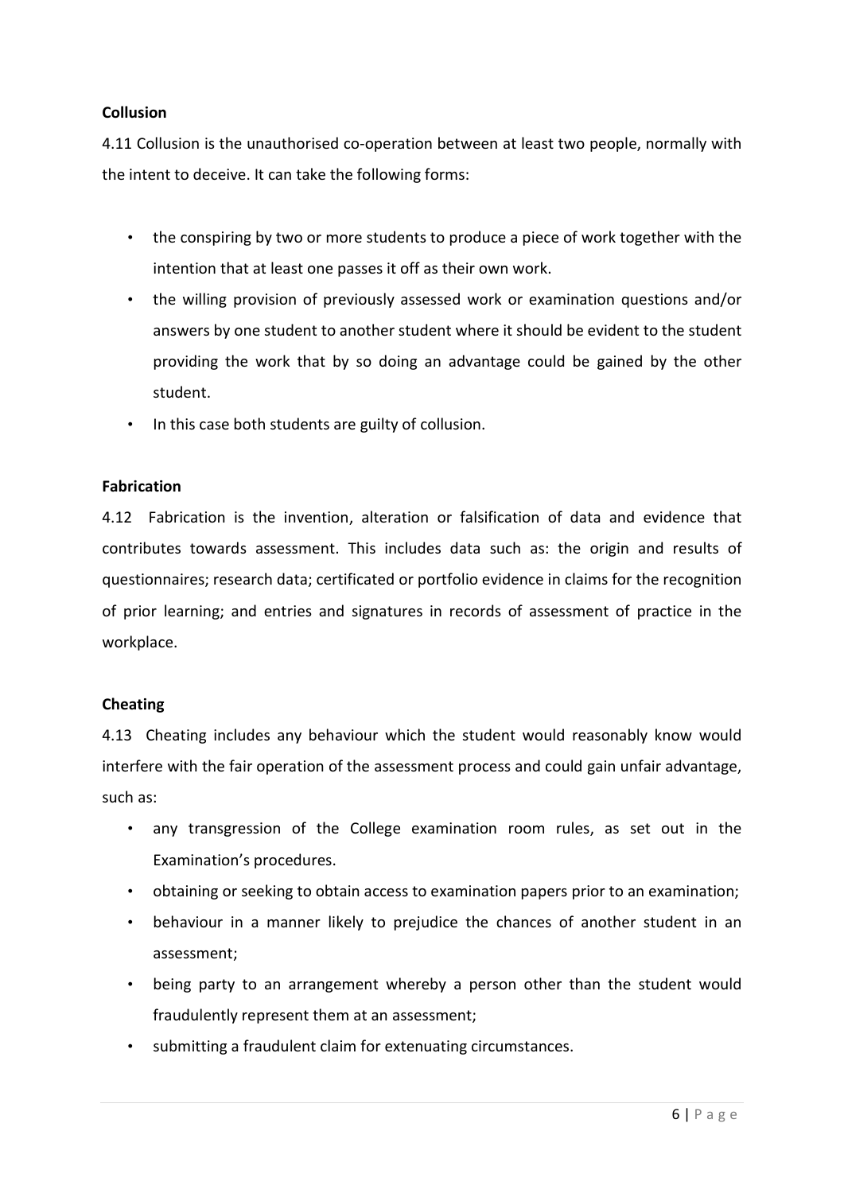**Collusion**

4.11 Collusion is the unauthorised co-operation between at least two people, normally with the intent to deceive. It can take the following forms:

- the conspiring by two or more students to produce a piece of work together with the intention that at least one passes it off as their own work.
- the willing provision of previously assessed work or examination questions and/or answers by one student to another student where it should be evident to the student providing the work that by so doing an advantage could be gained by the other student.
- In this case both students are guilty of collusion.

**Fabrication**

4.12 Fabrication is the invention, alteration or falsification of data and evidence that contributes towards assessment. This includes data such as: the origin and results of questionnaires; research data; certificated or portfolio evidence in claims for the recognition of prior learning; and entries and signatures in records of assessment of practice in the workplace.

**Cheating**

4.13 Cheating includes any behaviour which the student would reasonably know would interfere with the fair operation of the assessment process and could gain unfair advantage, such as:

- any transgression of the College examination room rules, as set out in the Examination's procedures.
- obtaining or seeking to obtain access to examination papers prior to an examination;
- behaviour in a manner likely to prejudice the chances of another student in an assessment;
- being party to an arrangement whereby a person other than the student would fraudulently represent them at an assessment;
- submitting a fraudulent claim for extenuating circumstances.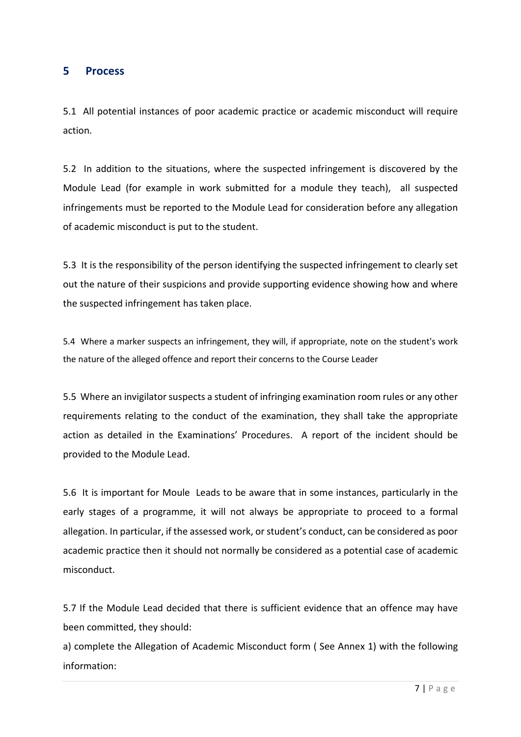## 5 Process

5.1 All potential instances of poor academic practice or academic misconduct will require action.

5.2 In addition to the situations, where the suspected infringement is discovered by the Module Lead (for example in work submitted for a module they teach), all suspected infringements must be reported to the Module Lead for consideration before any allegation of academic misconduct is put to the student.

5.3 It is the responsibility of the person identifying the suspected infringement to clearly set out the nature of their suspicions and provide supporting evidence showing how and where the suspected infringement has taken place.

5.4 Where a marker suspects an infringement, they will, if appropriate, note on the student's work the nature of the alleged offence and report their concerns to the Course Leader

5.5 Where an invigilator suspects a student of infringing examination room rules or any other requirements relating to the conduct of the examination, they shall take the appropriate action as detailed in the Examinations' Procedures. A report of the incident should be provided to the Module Lead.

5.6 It is important for Moule Leads to be aware that in some instances, particularly in the early stages of a programme, it will not always be appropriate to proceed to a formal allegation. In particular, if the assessed work, or student's conduct, can be considered as poor academic practice then it should not normally be considered as a potential case of academic misconduct.

5.7 If the Module Lead decided that there is sufficient evidence that an offence may have been committed, they should:

a) complete the Allegation of Academic Misconduct form ( See Annex 1) with the following information: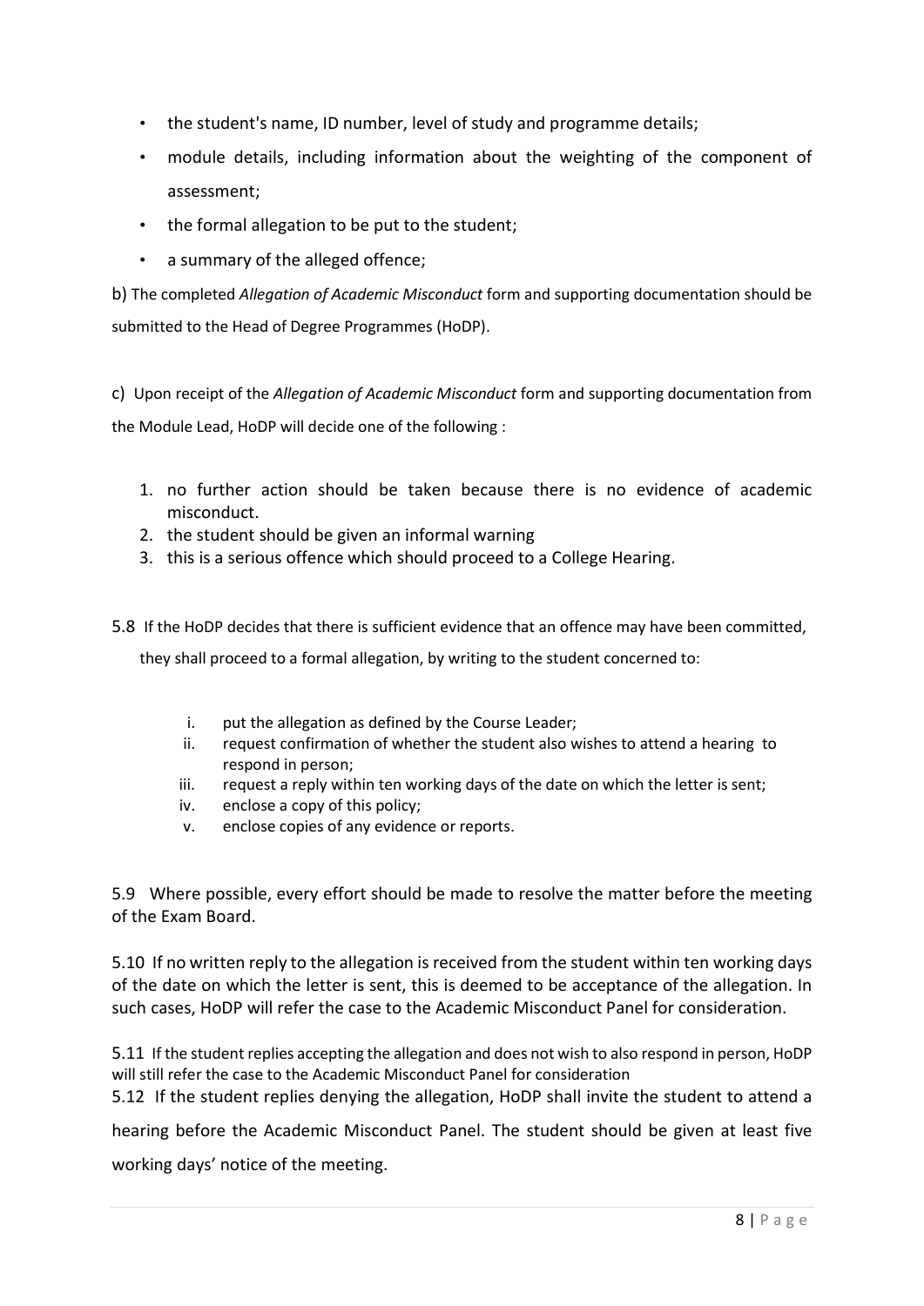- the student's name, ID number, level of study and programme details;
- module details, including information about the weighting of the component of assessment;
- the formal allegation to be put to the student;
- a summary of the alleged offence;

b) The completed *Allegation of Academic Misconduct* form and supporting documentation should be submitted to the Head of Degree Programmes (HoDP).

c) Upon receipt of the *Allegation of Academic Misconduct* form and supporting documentation from the Module Lead, HoDP will decide one of the following :

1. no further action should be taken because there is no evidence of academic misconduct.
2. the student should be given an informal warning
3. this is a serious offence which should proceed to a College Hearing.

5.8 If the HoDP decides that there is sufficient evidence that an offence may have been committed, they shall proceed to a formal allegation, by writing to the student concerned to:

i. put the allegation as defined by the Course Leader;
ii. request confirmation of whether the student also wishes to attend a hearing to respond in person;
iii. request a reply within ten working days of the date on which the letter is sent;
iv. enclose a copy of this policy;
v. enclose copies of any evidence or reports.

5.9 Where possible, every effort should be made to resolve the matter before the meeting of the Exam Board.

5.10 If no written reply to the allegation is received from the student within ten working days of the date on which the letter is sent, this is deemed to be acceptance of the allegation. In such cases, HoDP will refer the case to the Academic Misconduct Panel for consideration.

5.11 If the student replies accepting the allegation and does not wish to also respond in person, HoDP will still refer the case to the Academic Misconduct Panel for consideration

5.12 If the student replies denying the allegation, HoDP shall invite the student to attend a hearing before the Academic Misconduct Panel. The student should be given at least five working days' notice of the meeting.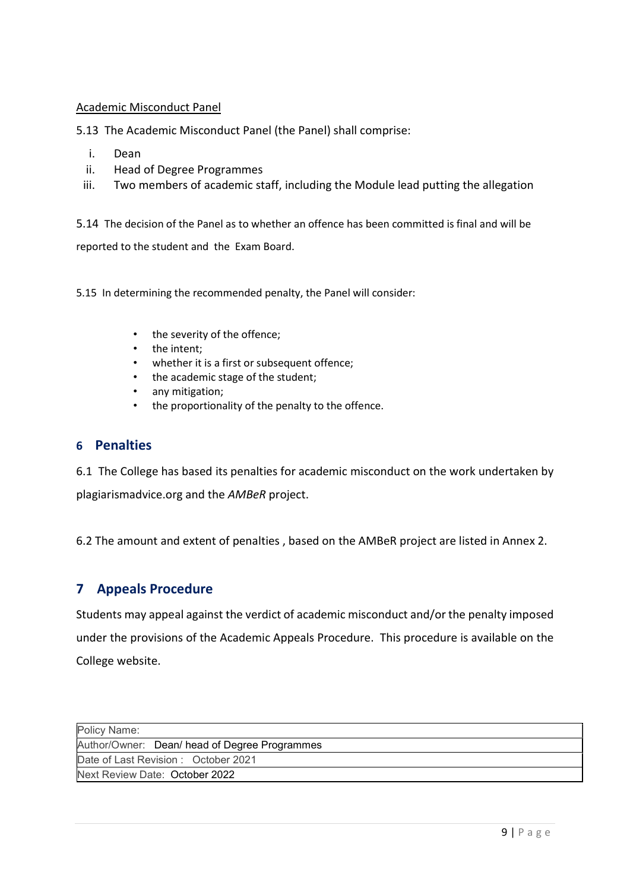Academic Misconduct Panel

5.13 The Academic Misconduct Panel (the Panel) shall comprise:

i. Dean
ii. Head of Degree Programmes
iii. Two members of academic staff, including the Module lead putting the allegation

5.14 The decision of the Panel as to whether an offence has been committed is final and will be reported to the student and the Exam Board.

5.15 In determining the recommended penalty, the Panel will consider:

- the severity of the offence;
- the intent;
- whether it is a first or subsequent offence;
- the academic stage of the student;
- any mitigation;
- the proportionality of the penalty to the offence.

## 6 Penalties

6.1 The College has based its penalties for academic misconduct on the work undertaken by plagiarismadvice.org and the *AMBeR* project.

6.2 The amount and extent of penalties , based on the AMBeR project are listed in Annex 2.

## 7 Appeals Procedure

Students may appeal against the verdict of academic misconduct and/or the penalty imposed under the provisions of the Academic Appeals Procedure. This procedure is available on the College website.

| Policy Name: |
|---|
| Author/Owner: Dean/ head of Degree Programmes |
| Date of Last Revision : October 2021 |
| Next Review Date: October 2022 |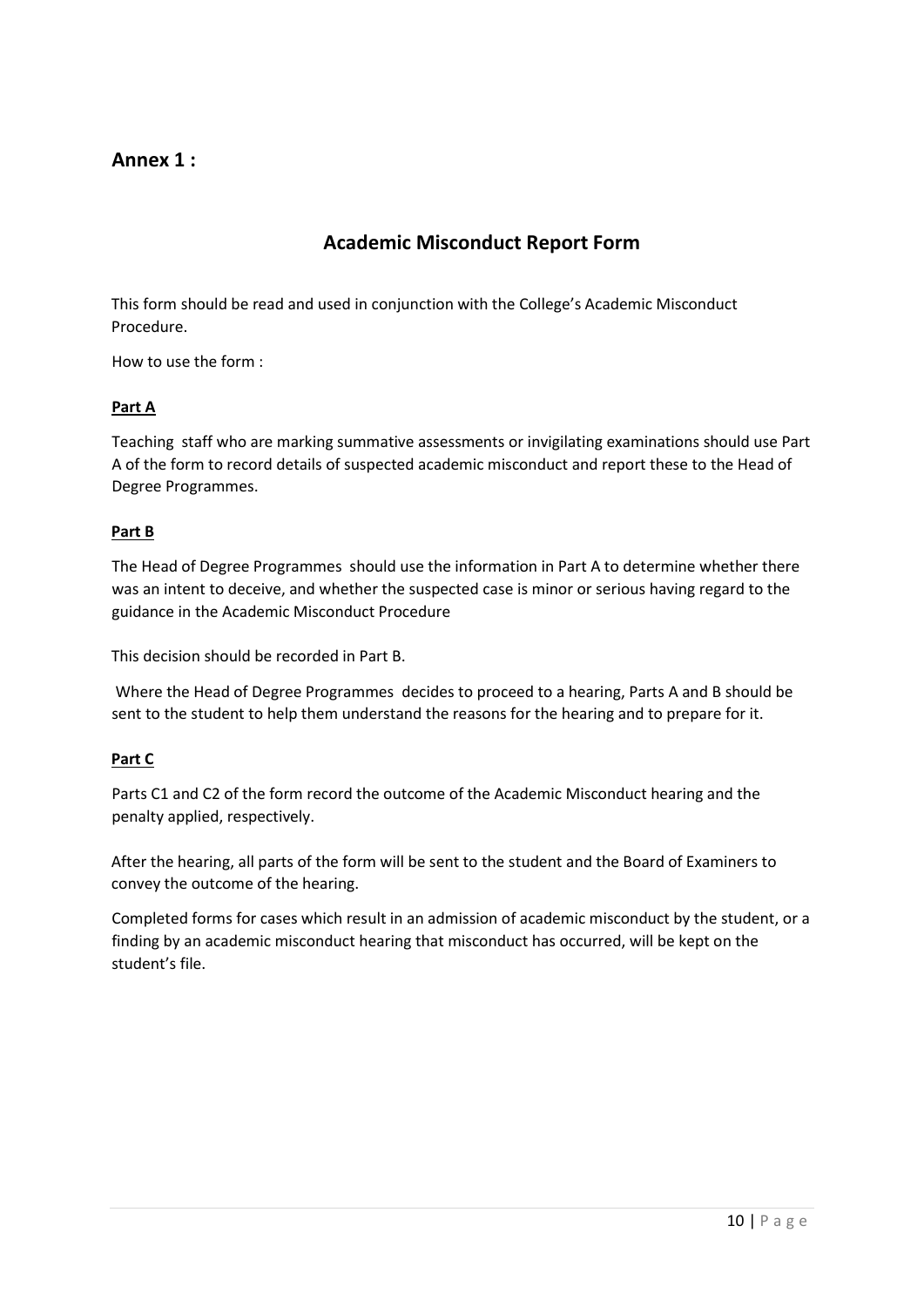## Annex 1 :

# Academic Misconduct Report Form

This form should be read and used in conjunction with the College's Academic Misconduct Procedure.

How to use the form :

**Part A**

Teaching staff who are marking summative assessments or invigilating examinations should use Part A of the form to record details of suspected academic misconduct and report these to the Head of Degree Programmes.

**Part B**

The Head of Degree Programmes should use the information in Part A to determine whether there was an intent to deceive, and whether the suspected case is minor or serious having regard to the guidance in the Academic Misconduct Procedure

This decision should be recorded in Part B.

Where the Head of Degree Programmes decides to proceed to a hearing, Parts A and B should be sent to the student to help them understand the reasons for the hearing and to prepare for it.

**Part C**

Parts C1 and C2 of the form record the outcome of the Academic Misconduct hearing and the penalty applied, respectively.

After the hearing, all parts of the form will be sent to the student and the Board of Examiners to convey the outcome of the hearing.

Completed forms for cases which result in an admission of academic misconduct by the student, or a finding by an academic misconduct hearing that misconduct has occurred, will be kept on the student's file.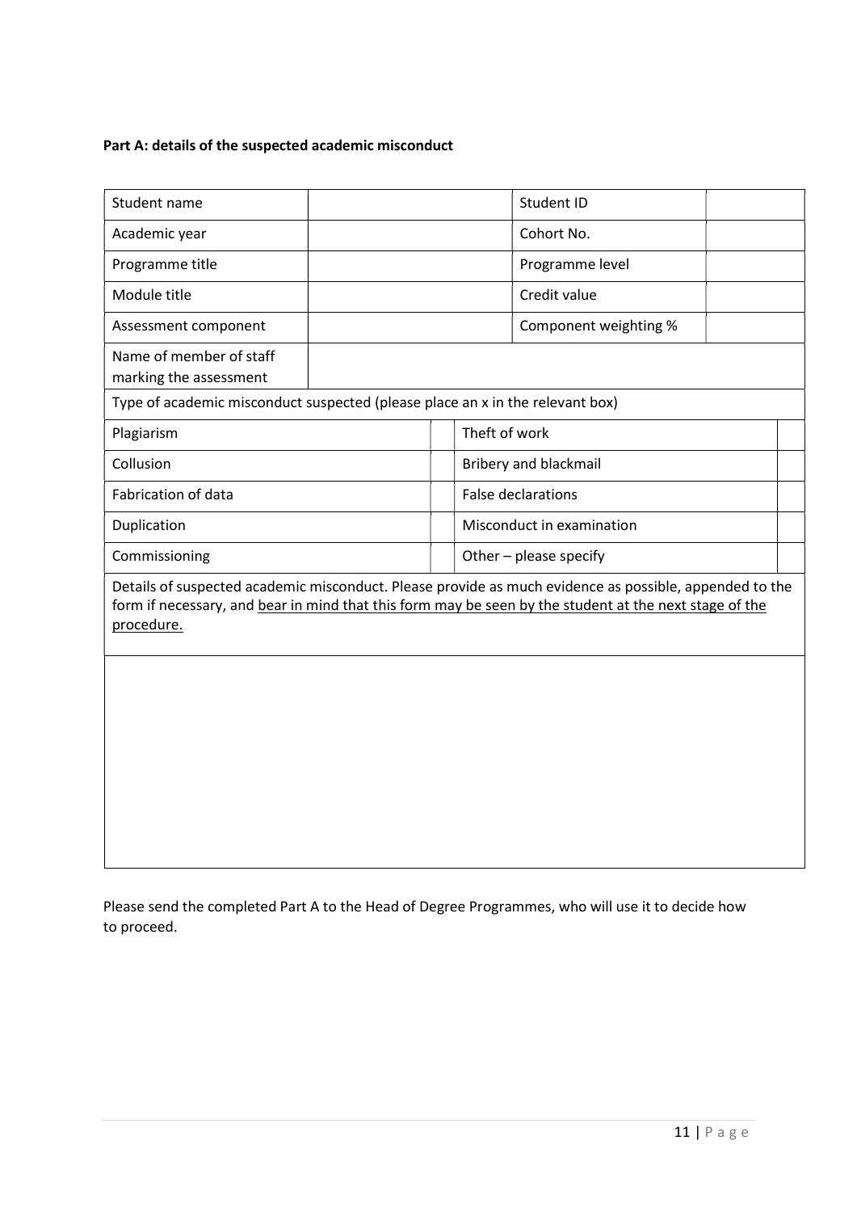**Part A: details of the suspected academic misconduct**

| Student name | | Student ID | |
|---|---|---|---|
| Academic year | | Cohort No. | |
| Programme title | | Programme level | |
| Module title | | Credit value | |
| Assessment component | | Component weighting % | |
| Name of member of staff marking the assessment | | | |

Type of academic misconduct suspected (please place an x in the relevant box)

| Type | | Type | |
|---|---|---|---|
| Plagiarism | | Theft of work | |
| Collusion | | Bribery and blackmail | |
| Fabrication of data | | False declarations | |
| Duplication | | Misconduct in examination | |
| Commissioning | | Other – please specify | |

Details of suspected academic misconduct. Please provide as much evidence as possible, appended to the form if necessary, and <u>bear in mind that this form may be seen by the student at the next stage of the procedure.</u>

Please send the completed Part A to the Head of Degree Programmes, who will use it to decide how to proceed.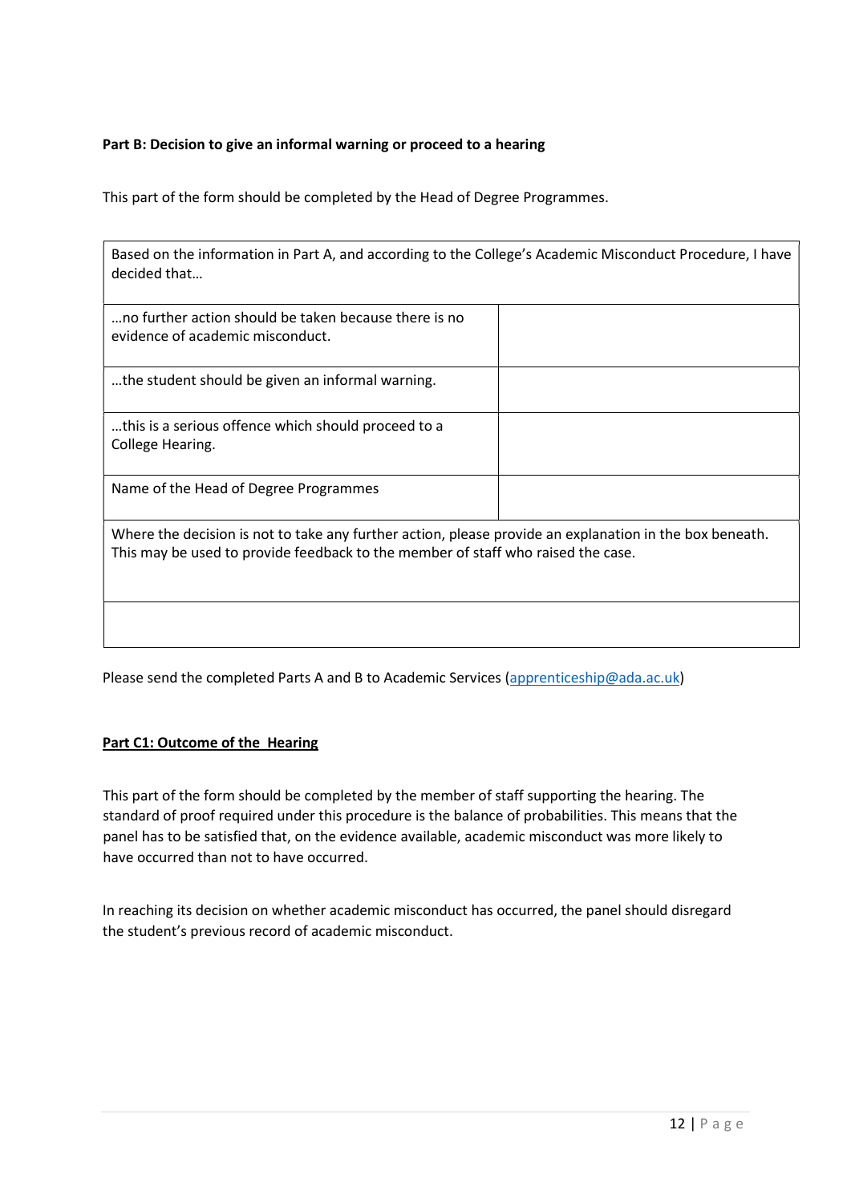**Part B: Decision to give an informal warning or proceed to a hearing**

This part of the form should be completed by the Head of Degree Programmes.

| Based on the information in Part A, and according to the College's Academic Misconduct Procedure, I have decided that… | |
|---|---|
| …no further action should be taken because there is no evidence of academic misconduct. | |
| …the student should be given an informal warning. | |
| …this is a serious offence which should proceed to a College Hearing. | |
| Name of the Head of Degree Programmes | |
| Where the decision is not to take any further action, please provide an explanation in the box beneath. This may be used to provide feedback to the member of staff who raised the case. | |
| | |

Please send the completed Parts A and B to Academic Services (apprenticeship@ada.ac.uk)

**Part C1: Outcome of the Hearing**

This part of the form should be completed by the member of staff supporting the hearing. The standard of proof required under this procedure is the balance of probabilities. This means that the panel has to be satisfied that, on the evidence available, academic misconduct was more likely to have occurred than not to have occurred.

In reaching its decision on whether academic misconduct has occurred, the panel should disregard the student's previous record of academic misconduct.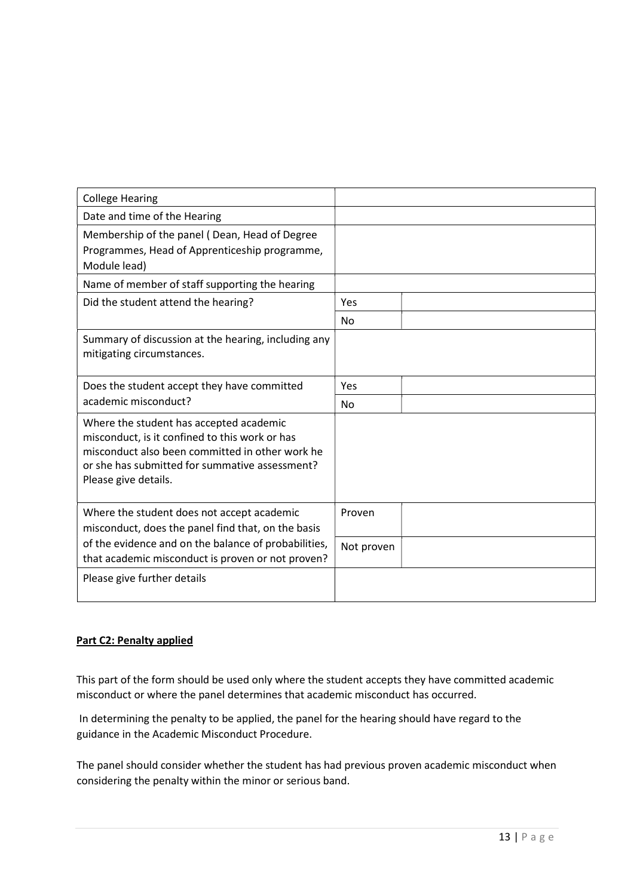| College Hearing | | |
|---|---|---|
| Date and time of the Hearing | | |
| Membership of the panel ( Dean, Head of Degree Programmes, Head of Apprenticeship programme, Module lead) | | |
| Name of member of staff supporting the hearing | | |
| Did the student attend the hearing? | Yes | |
| | No | |
| Summary of discussion at the hearing, including any mitigating circumstances. | | |
| Does the student accept they have committed academic misconduct? | Yes | |
| | No | |
| Where the student has accepted academic misconduct, is it confined to this work or has misconduct also been committed in other work he or she has submitted for summative assessment? Please give details. | | |
| Where the student does not accept academic misconduct, does the panel find that, on the basis of the evidence and on the balance of probabilities, that academic misconduct is proven or not proven? | Proven | |
| | Not proven | |
| Please give further details | | |

**Part C2: Penalty applied**

This part of the form should be used only where the student accepts they have committed academic misconduct or where the panel determines that academic misconduct has occurred.

In determining the penalty to be applied, the panel for the hearing should have regard to the guidance in the Academic Misconduct Procedure.

The panel should consider whether the student has had previous proven academic misconduct when considering the penalty within the minor or serious band.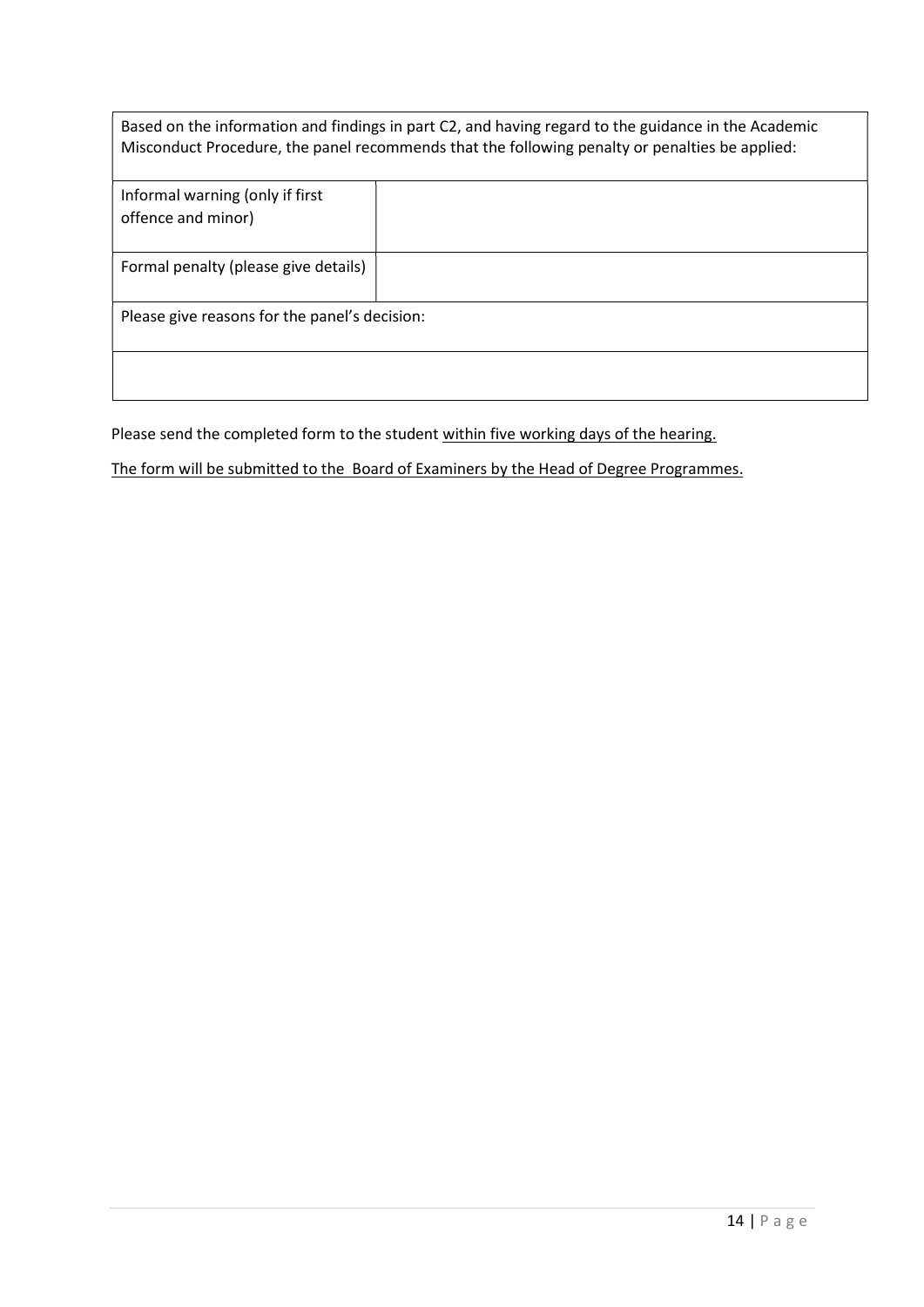| Based on the information and findings in part C2, and having regard to the guidance in the Academic Misconduct Procedure, the panel recommends that the following penalty or penalties be applied: | |
|---|---|
| Informal warning (only if first offence and minor) | |
| Formal penalty (please give details) | |
| Please give reasons for the panel's decision: | |
| | |

Please send the completed form to the student <u>within five working days of the hearing.</u>

<u>The form will be submitted to the Board of Examiners by the Head of Degree Programmes.</u>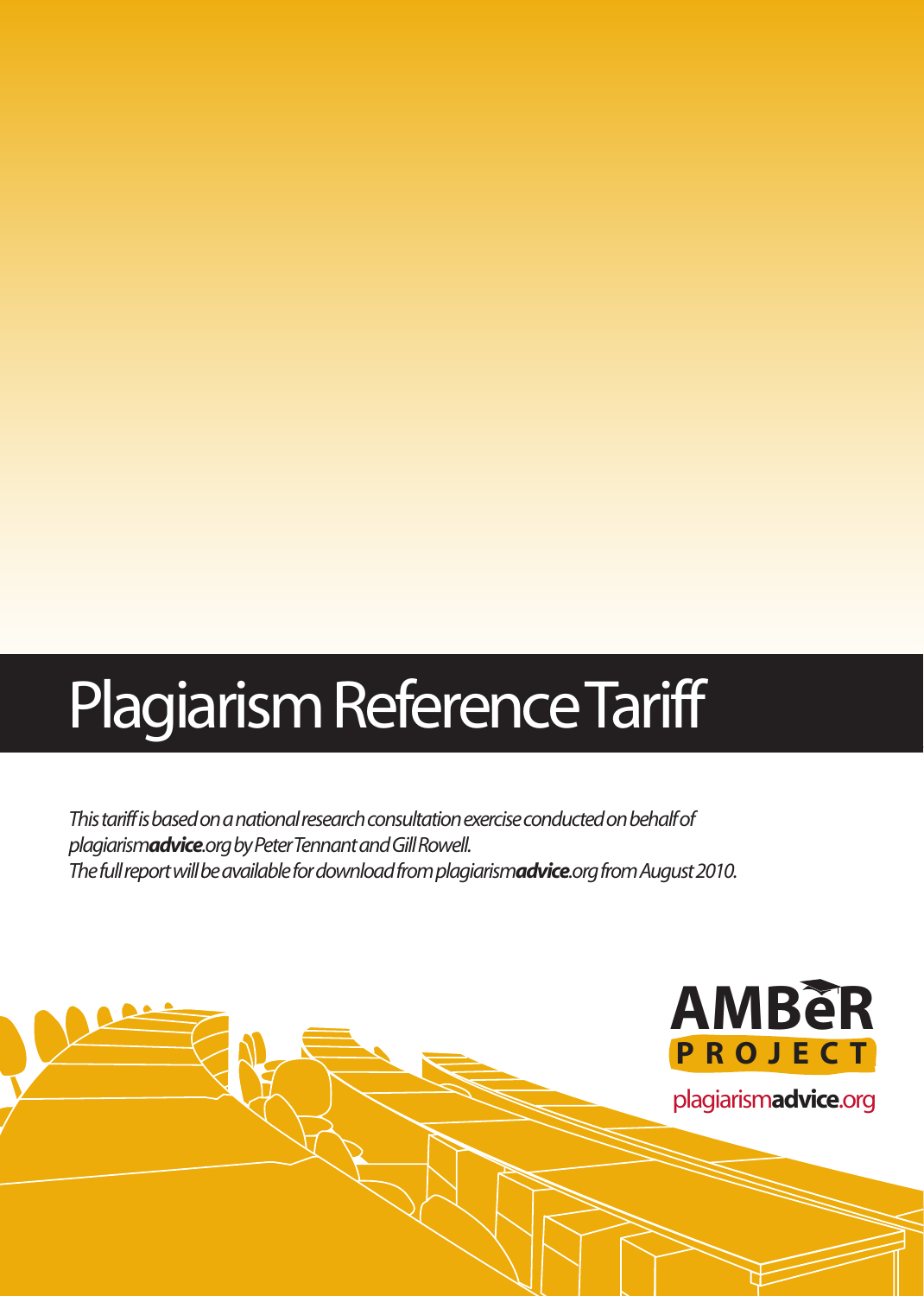# Plagiarism Reference Tariff

*This tariff is based on a national research consultation exercise conducted on behalf of plagiarism**advice**.org by Peter Tennant and Gill Rowell.*
*The full report will be available for download from plagiarism**advice**.org from August 2010.*

AMBeR PROJECT

plagiarism**advice**.org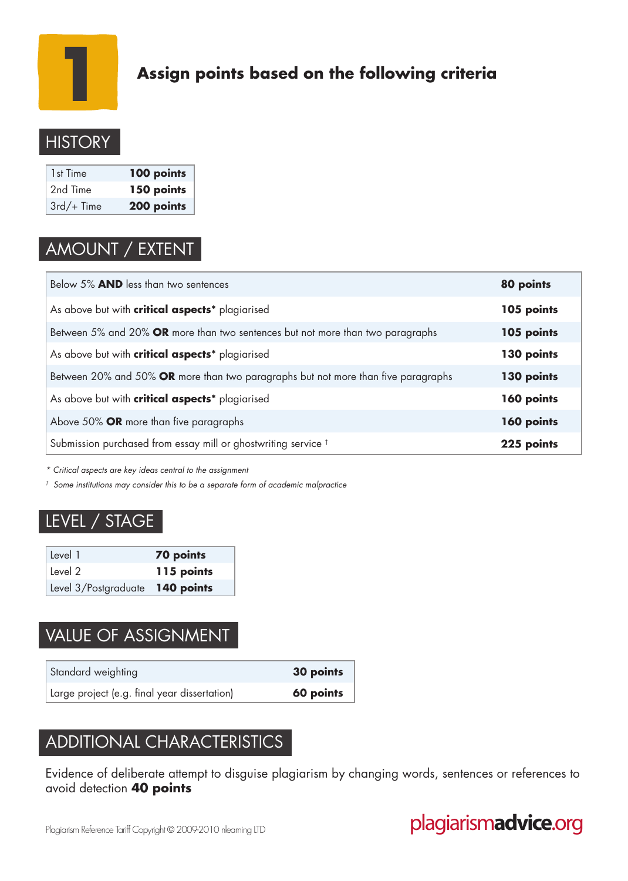# 1 Assign points based on the following criteria

## HISTORY

| | |
|---|---|
| 1st Time | **100 points** |
| 2nd Time | **150 points** |
| 3rd/+ Time | **200 points** |

## AMOUNT / EXTENT

| | |
|---|---|
| Below 5% **AND** less than two sentences | **80 points** |
| As above but with **critical aspects*** plagiarised | **105 points** |
| Between 5% and 20% **OR** more than two sentences but not more than two paragraphs | **105 points** |
| As above but with **critical aspects*** plagiarised | **130 points** |
| Between 20% and 50% **OR** more than two paragraphs but not more than five paragraphs | **130 points** |
| As above but with **critical aspects*** plagiarised | **160 points** |
| Above 50% **OR** more than five paragraphs | **160 points** |
| Submission purchased from essay mill or ghostwriting service † | **225 points** |

*\* Critical aspects are key ideas central to the assignment*

*† Some institutions may consider this to be a separate form of academic malpractice*

## LEVEL / STAGE

| | |
|---|---|
| Level 1 | **70 points** |
| Level 2 | **115 points** |
| Level 3/Postgraduate | **140 points** |

## VALUE OF ASSIGNMENT

| | |
|---|---|
| Standard weighting | **30 points** |
| Large project (e.g. final year dissertation) | **60 points** |

## ADDITIONAL CHARACTERISTICS

Evidence of deliberate attempt to disguise plagiarism by changing words, sentences or references to avoid detection **40 points**

Plagiarism Reference Tariff Copyright © 2009-2010 nlearning LTD

plagiarism**advice**.org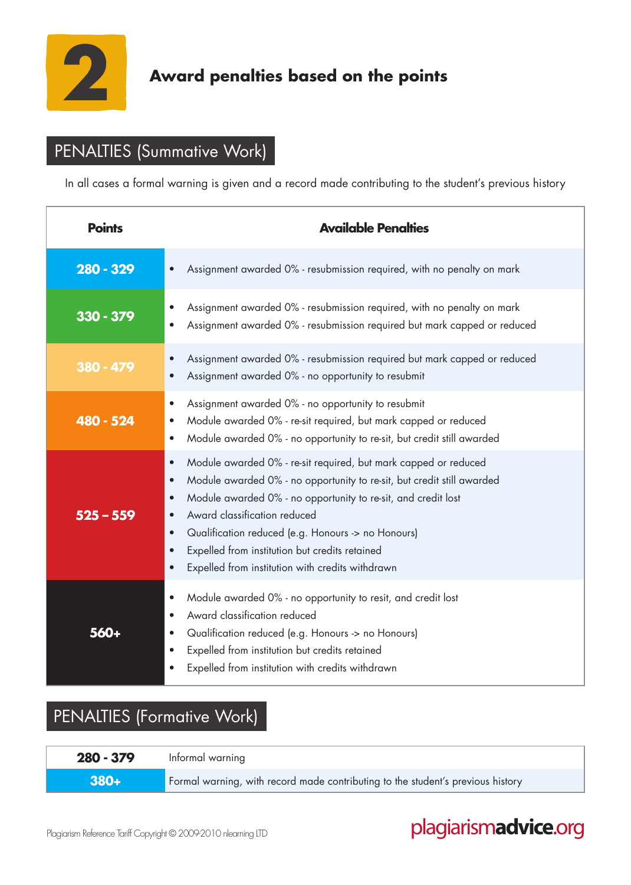# 2 Award penalties based on the points

## PENALTIES (Summative Work)

In all cases a formal warning is given and a record made contributing to the student's previous history

| Points | Available Penalties |
|---|---|
| 280 - 329 | • Assignment awarded 0% - resubmission required, with no penalty on mark |
| 330 - 379 | • Assignment awarded 0% - resubmission required, with no penalty on mark<br>• Assignment awarded 0% - resubmission required but mark capped or reduced |
| 380 - 479 | • Assignment awarded 0% - resubmission required but mark capped or reduced<br>• Assignment awarded 0% - no opportunity to resubmit |
| 480 - 524 | • Assignment awarded 0% - no opportunity to resubmit<br>• Module awarded 0% - re-sit required, but mark capped or reduced<br>• Module awarded 0% - no opportunity to re-sit, but credit still awarded |
| 525 – 559 | • Module awarded 0% - re-sit required, but mark capped or reduced<br>• Module awarded 0% - no opportunity to re-sit, but credit still awarded<br>• Module awarded 0% - no opportunity to re-sit, and credit lost<br>• Award classification reduced<br>• Qualification reduced (e.g. Honours -> no Honours)<br>• Expelled from institution but credits retained<br>• Expelled from institution with credits withdrawn |
| 560+ | • Module awarded 0% - no opportunity to resit, and credit lost<br>• Award classification reduced<br>• Qualification reduced (e.g. Honours -> no Honours)<br>• Expelled from institution but credits retained<br>• Expelled from institution with credits withdrawn |

## PENALTIES (Formative Work)

| Points | Penalty |
|---|---|
| 280 - 379 | Informal warning |
| 380+ | Formal warning, with record made contributing to the student's previous history |

Plagiarism Reference Tariff Copyright © 2009-2010 nlearning LTD

plagiarismadvice.org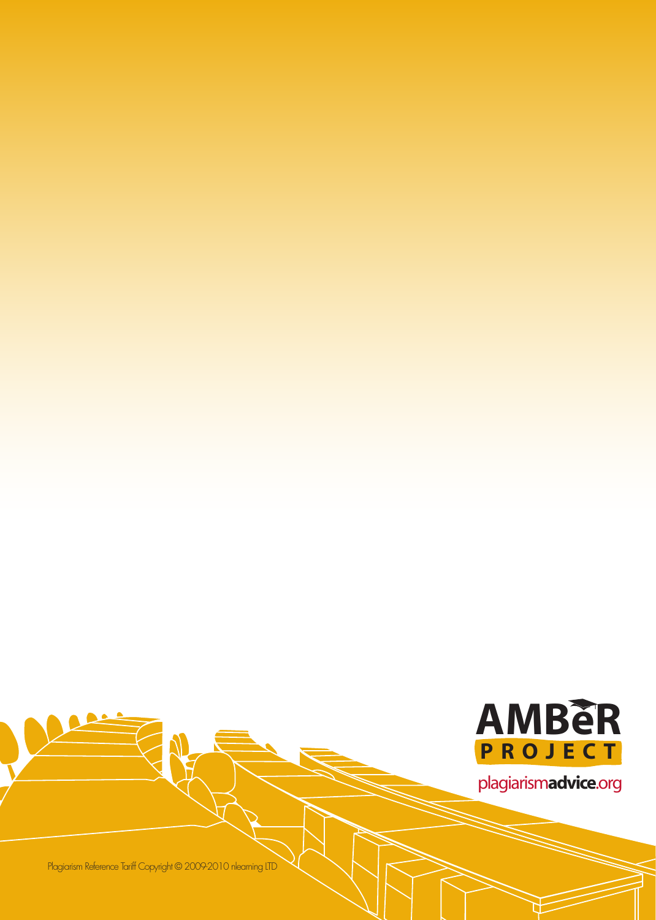AMBeR PROJECT

plagiarismadvice.org

Plagiarism Reference Tariff Copyright © 2009-2010 nlearning LTD